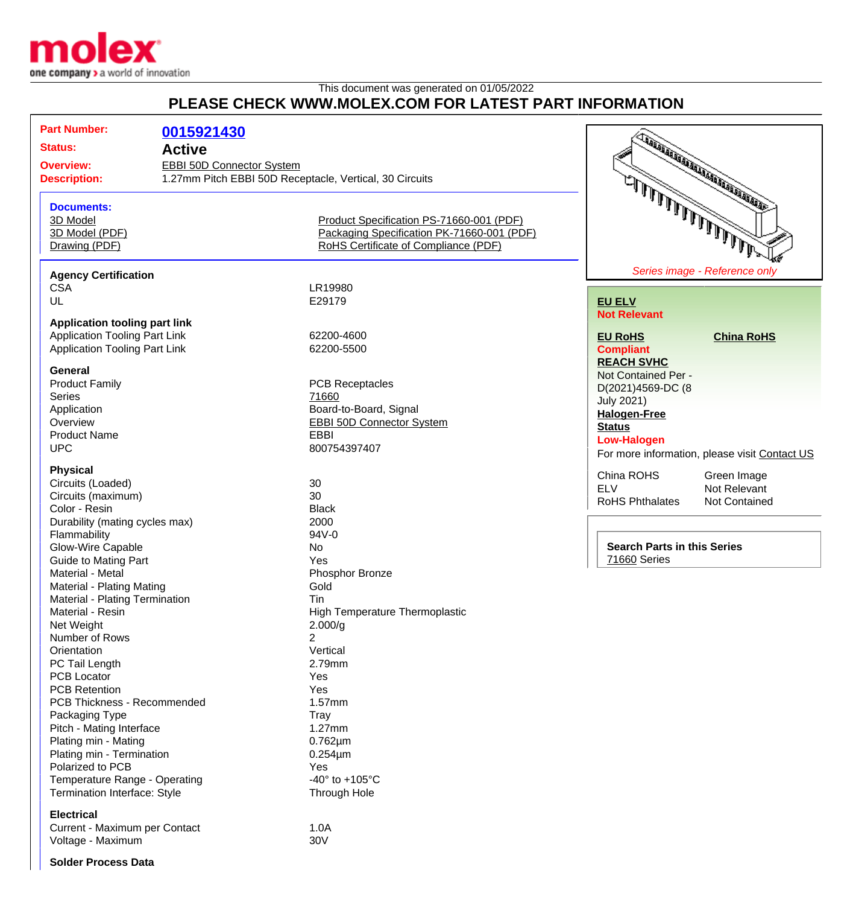This document was generated on 01/05/2022

## PLEASE CHECK WWW.MOLEX.COM FOR LATEST PART INFORMATION

**Part Number:** 0015921430

**Status:** Active

**Overview:** EBBI 50D Connector System

**Description:** 1.27mm Pitch EBBI 50D Receptacle, Vertical, 30 Circuits

### Documents:

- 3D Model
- 3D Model (PDF)
- Drawing (PDF)
- Product Specification PS-71660-001 (PDF)
- Packaging Specification PK-71660-001 (PDF)
- RoHS Certificate of Compliance (PDF)

*Series image - Reference only*

**EU ELV**
Not Relevant

**EU RoHS**
Compliant

**China RoHS**

**REACH SVHC**
Not Contained Per - D(2021)4569-DC (8 July 2021)

**Halogen-Free Status**
Low-Halogen

For more information, please visit Contact US

| | |
|---|---|
| China ROHS | Green Image |
| ELV | Not Relevant |
| RoHS Phthalates | Not Contained |

**Search Parts in this Series**
71660 Series

### Agency Certification

| | |
|---|---|
| CSA | LR19980 |
| UL | E29179 |

### Application tooling part link

| | |
|---|---|
| Application Tooling Part Link | 62200-4600 |
| Application Tooling Part Link | 62200-5500 |

### General

| | |
|---|---|
| Product Family | PCB Receptacles |
| Series | 71660 |
| Application | Board-to-Board, Signal |
| Overview | EBBI 50D Connector System |
| Product Name | EBBI |
| UPC | 800754397407 |

### Physical

| | |
|---|---|
| Circuits (Loaded) | 30 |
| Circuits (maximum) | 30 |
| Color - Resin | Black |
| Durability (mating cycles max) | 2000 |
| Flammability | 94V-0 |
| Glow-Wire Capable | No |
| Guide to Mating Part | Yes |
| Material - Metal | Phosphor Bronze |
| Material - Plating Mating | Gold |
| Material - Plating Termination | Tin |
| Material - Resin | High Temperature Thermoplastic |
| Net Weight | 2.000/g |
| Number of Rows | 2 |
| Orientation | Vertical |
| PC Tail Length | 2.79mm |
| PCB Locator | Yes |
| PCB Retention | Yes |
| PCB Thickness - Recommended | 1.57mm |
| Packaging Type | Tray |
| Pitch - Mating Interface | 1.27mm |
| Plating min - Mating | 0.762µm |
| Plating min - Termination | 0.254µm |
| Polarized to PCB | Yes |
| Temperature Range - Operating | -40° to +105°C |
| Termination Interface: Style | Through Hole |

### Electrical

| | |
|---|---|
| Current - Maximum per Contact | 1.0A |
| Voltage - Maximum | 30V |

### Solder Process Data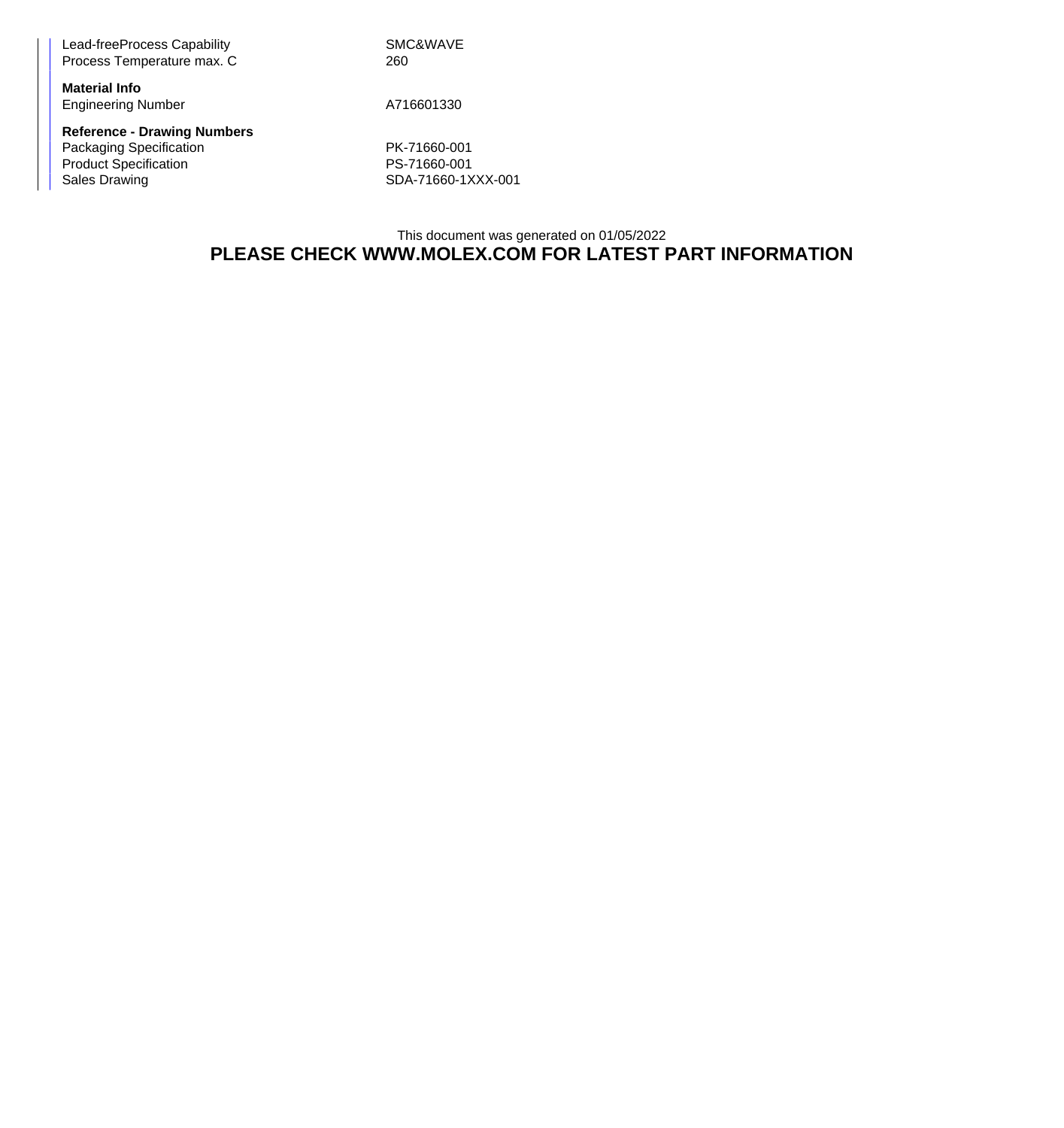| | |
|---|---|
| Lead-freeProcess Capability | SMC&WAVE |
| Process Temperature max. C | 260 |

**Material Info**

| | |
|---|---|
| Engineering Number | A716601330 |

**Reference - Drawing Numbers**

| | |
|---|---|
| Packaging Specification | PK-71660-001 |
| Product Specification | PS-71660-001 |
| Sales Drawing | SDA-71660-1XXX-001 |

This document was generated on 01/05/2022

**PLEASE CHECK WWW.MOLEX.COM FOR LATEST PART INFORMATION**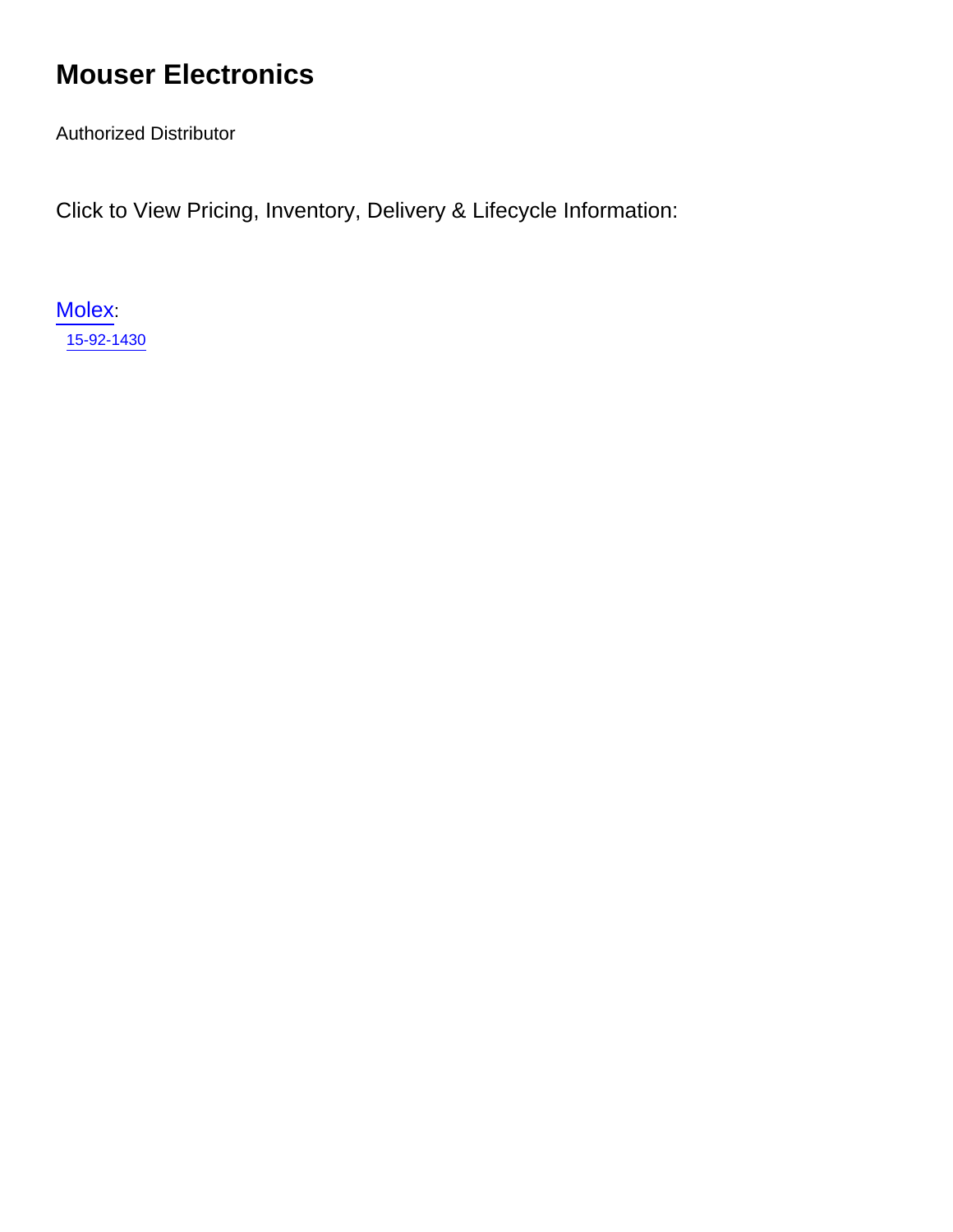# Mouser Electronics

Authorized Distributor

Click to View Pricing, Inventory, Delivery & Lifecycle Information:

Molex:

15-92-1430